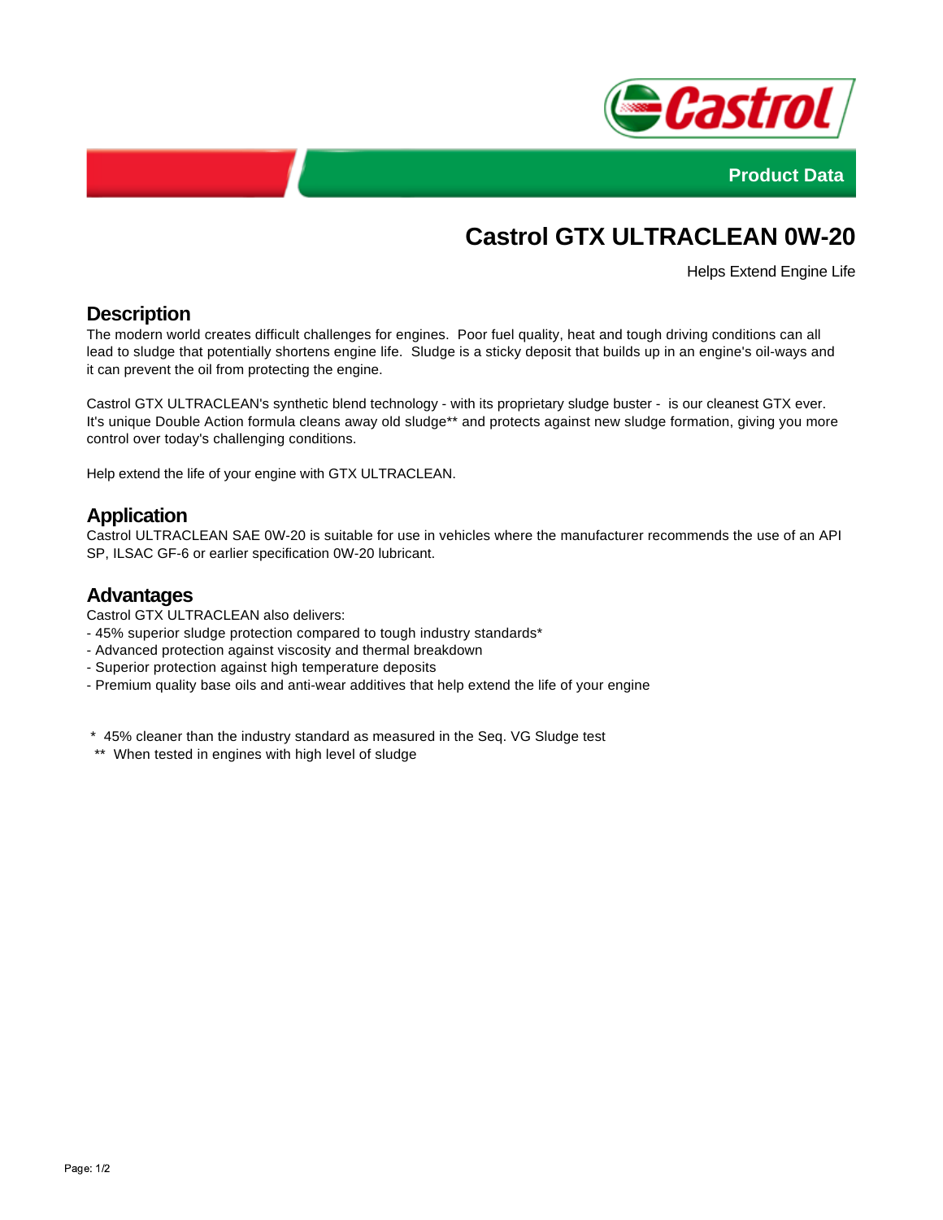Product Data

# Castrol GTX ULTRACLEAN 0W-20

Helps Extend Engine Life

## Description

The modern world creates difficult challenges for engines. Poor fuel quality, heat and tough driving conditions can all lead to sludge that potentially shortens engine life. Sludge is a sticky deposit that builds up in an engine's oil-ways and it can prevent the oil from protecting the engine.

Castrol GTX ULTRACLEAN's synthetic blend technology - with its proprietary sludge buster - is our cleanest GTX ever. It's unique Double Action formula cleans away old sludge** and protects against new sludge formation, giving you more control over today's challenging conditions.

Help extend the life of your engine with GTX ULTRACLEAN.

## Application

Castrol ULTRACLEAN SAE 0W-20 is suitable for use in vehicles where the manufacturer recommends the use of an API SP, ILSAC GF-6 or earlier specification 0W-20 lubricant.

## Advantages

Castrol GTX ULTRACLEAN also delivers:
- 45% superior sludge protection compared to tough industry standards*
- Advanced protection against viscosity and thermal breakdown
- Superior protection against high temperature deposits
- Premium quality base oils and anti-wear additives that help extend the life of your engine

\* 45% cleaner than the industry standard as measured in the Seq. VG Sludge test
** When tested in engines with high level of sludge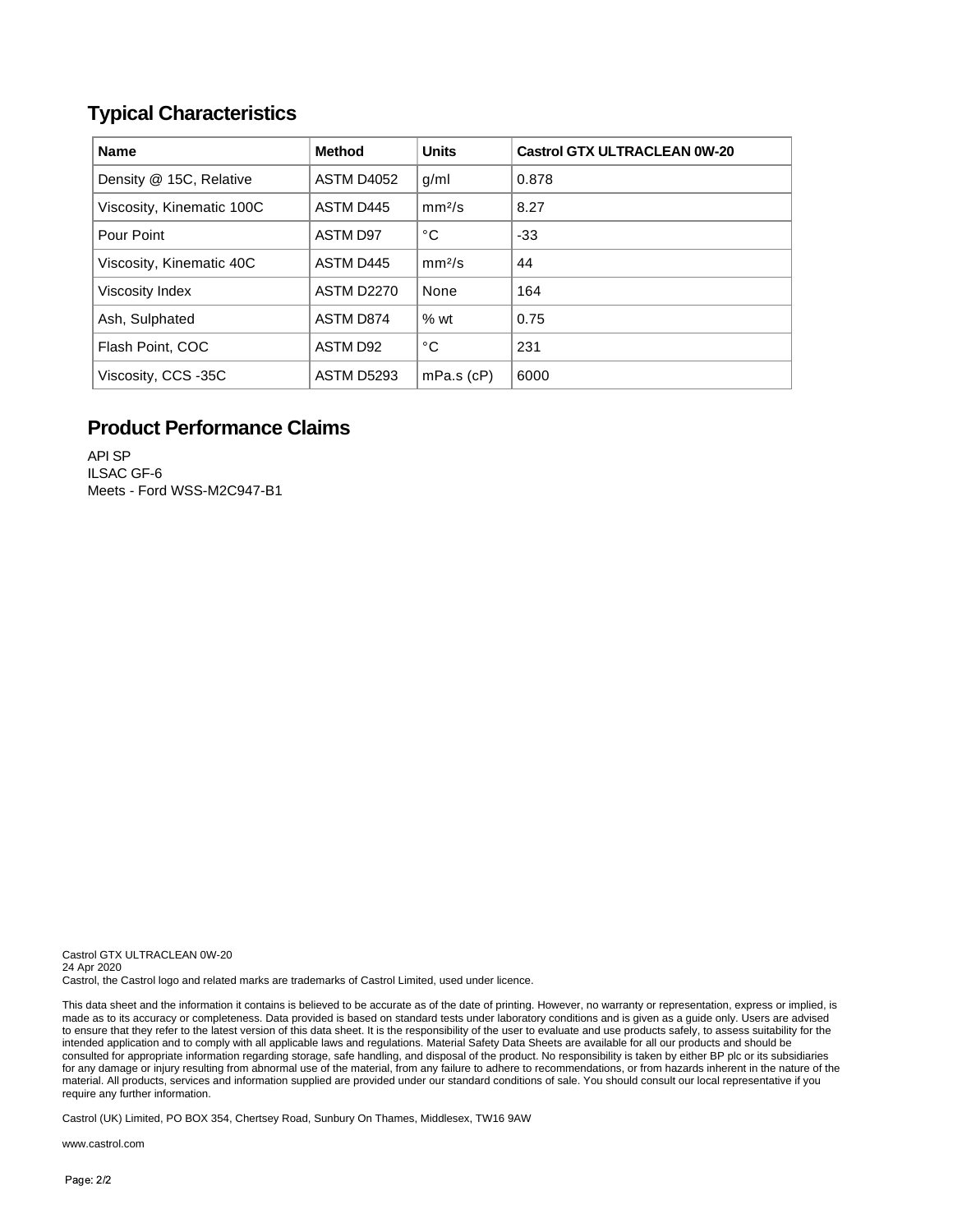## Typical Characteristics

| Name | Method | Units | Castrol GTX ULTRACLEAN 0W-20 |
|---|---|---|---|
| Density @ 15C, Relative | ASTM D4052 | g/ml | 0.878 |
| Viscosity, Kinematic 100C | ASTM D445 | $mm^2/s$ | 8.27 |
| Pour Point | ASTM D97 | °C | -33 |
| Viscosity, Kinematic 40C | ASTM D445 | $mm^2/s$ | 44 |
| Viscosity Index | ASTM D2270 | None | 164 |
| Ash, Sulphated | ASTM D874 | % wt | 0.75 |
| Flash Point, COC | ASTM D92 | °C | 231 |
| Viscosity, CCS -35C | ASTM D5293 | mPa.s (cP) | 6000 |

## Product Performance Claims

API SP
ILSAC GF-6
Meets - Ford WSS-M2C947-B1

Castrol GTX ULTRACLEAN 0W-20
24 Apr 2020
Castrol, the Castrol logo and related marks are trademarks of Castrol Limited, used under licence.

This data sheet and the information it contains is believed to be accurate as of the date of printing. However, no warranty or representation, express or implied, is made as to its accuracy or completeness. Data provided is based on standard tests under laboratory conditions and is given as a guide only. Users are advised to ensure that they refer to the latest version of this data sheet. It is the responsibility of the user to evaluate and use products safely, to assess suitability for the intended application and to comply with all applicable laws and regulations. Material Safety Data Sheets are available for all our products and should be consulted for appropriate information regarding storage, safe handling, and disposal of the product. No responsibility is taken by either BP plc or its subsidiaries for any damage or injury resulting from abnormal use of the material, from any failure to adhere to recommendations, or from hazards inherent in the nature of the material. All products, services and information supplied are provided under our standard conditions of sale. You should consult our local representative if you require any further information.

Castrol (UK) Limited, PO BOX 354, Chertsey Road, Sunbury On Thames, Middlesex, TW16 9AW

www.castrol.com